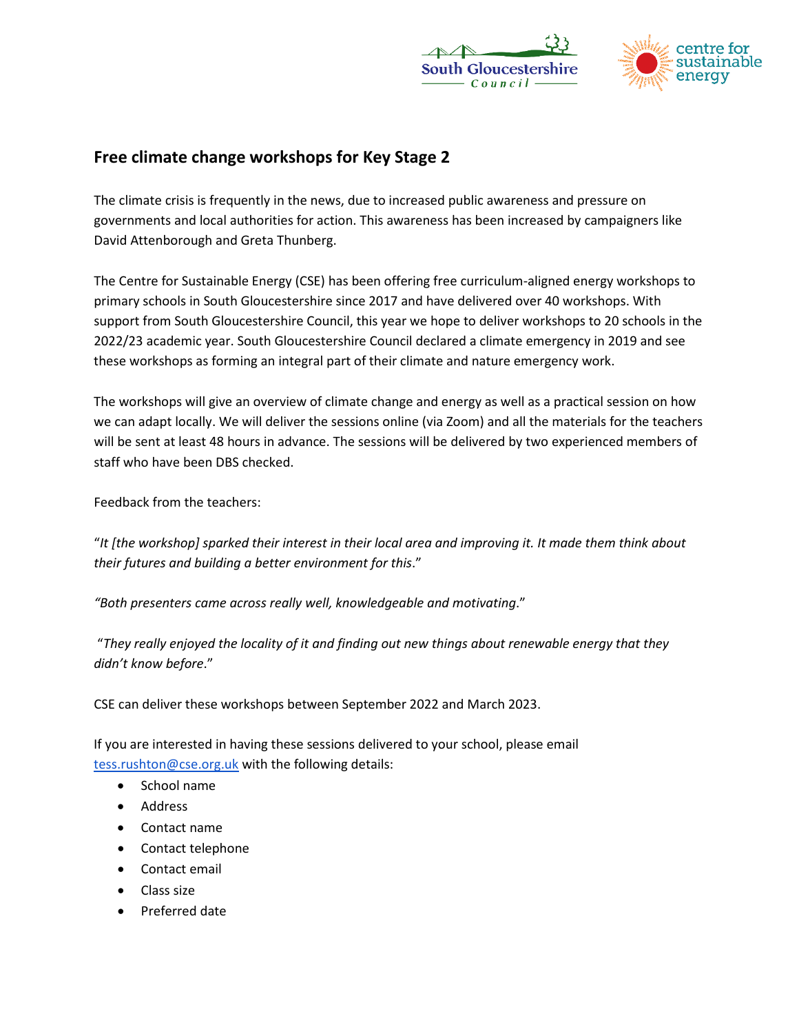## Free climate change workshops for Key Stage 2

The climate crisis is frequently in the news, due to increased public awareness and pressure on governments and local authorities for action. This awareness has been increased by campaigners like David Attenborough and Greta Thunberg.

The Centre for Sustainable Energy (CSE) has been offering free curriculum-aligned energy workshops to primary schools in South Gloucestershire since 2017 and have delivered over 40 workshops. With support from South Gloucestershire Council, this year we hope to deliver workshops to 20 schools in the 2022/23 academic year. South Gloucestershire Council declared a climate emergency in 2019 and see these workshops as forming an integral part of their climate and nature emergency work.

The workshops will give an overview of climate change and energy as well as a practical session on how we can adapt locally. We will deliver the sessions online (via Zoom) and all the materials for the teachers will be sent at least 48 hours in advance. The sessions will be delivered by two experienced members of staff who have been DBS checked.

Feedback from the teachers:

"*It [the workshop] sparked their interest in their local area and improving it. It made them think about their futures and building a better environment for this*."

*"Both presenters came across really well, knowledgeable and motivating*."

"*They really enjoyed the locality of it and finding out new things about renewable energy that they didn't know before*."

CSE can deliver these workshops between September 2022 and March 2023.

If you are interested in having these sessions delivered to your school, please email tess.rushton@cse.org.uk with the following details:

- School name
- Address
- Contact name
- Contact telephone
- Contact email
- Class size
- Preferred date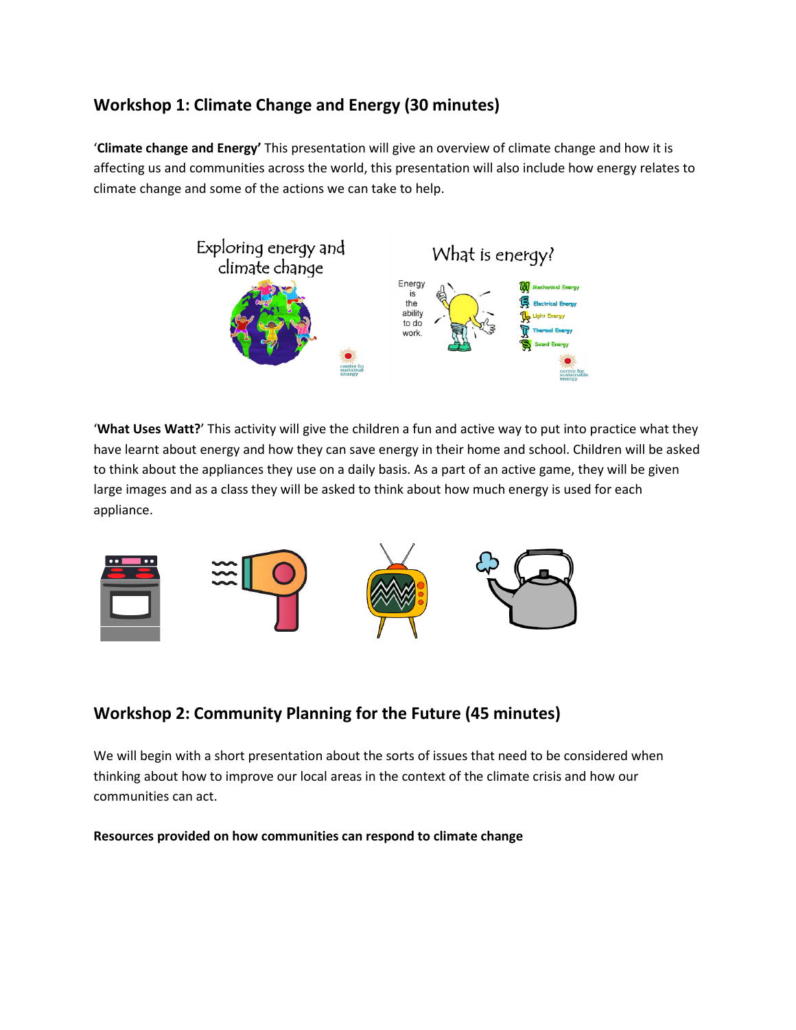## Workshop 1: Climate Change and Energy (30 minutes)

'**Climate change and Energy'** This presentation will give an overview of climate change and how it is affecting us and communities across the world, this presentation will also include how energy relates to climate change and some of the actions we can take to help.

'**What Uses Watt?**' This activity will give the children a fun and active way to put into practice what they have learnt about energy and how they can save energy in their home and school. Children will be asked to think about the appliances they use on a daily basis. As a part of an active game, they will be given large images and as a class they will be asked to think about how much energy is used for each appliance.

## Workshop 2: Community Planning for the Future (45 minutes)

We will begin with a short presentation about the sorts of issues that need to be considered when thinking about how to improve our local areas in the context of the climate crisis and how our communities can act.

**Resources provided on how communities can respond to climate change**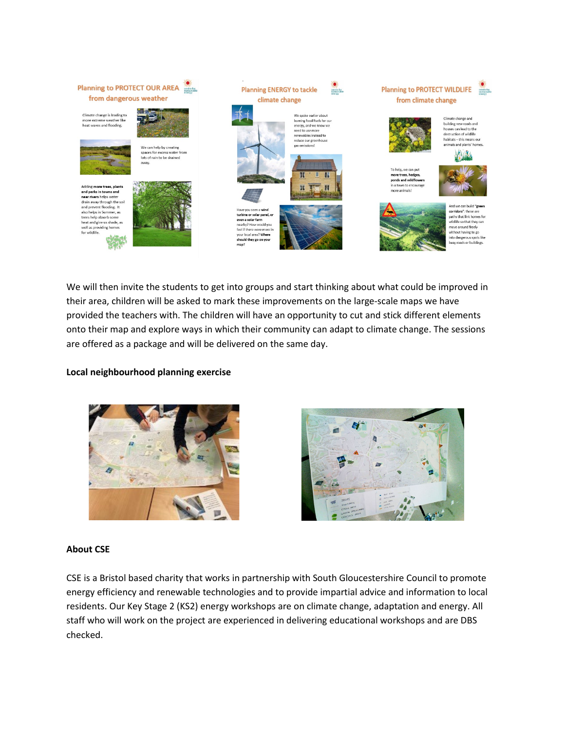We will then invite the students to get into groups and start thinking about what could be improved in their area, children will be asked to mark these improvements on the large-scale maps we have provided the teachers with. The children will have an opportunity to cut and stick different elements onto their map and explore ways in which their community can adapt to climate change. The sessions are offered as a package and will be delivered on the same day.

**Local neighbourhood planning exercise**

**About CSE**

CSE is a Bristol based charity that works in partnership with South Gloucestershire Council to promote energy efficiency and renewable technologies and to provide impartial advice and information to local residents. Our Key Stage 2 (KS2) energy workshops are on climate change, adaptation and energy. All staff who will work on the project are experienced in delivering educational workshops and are DBS checked.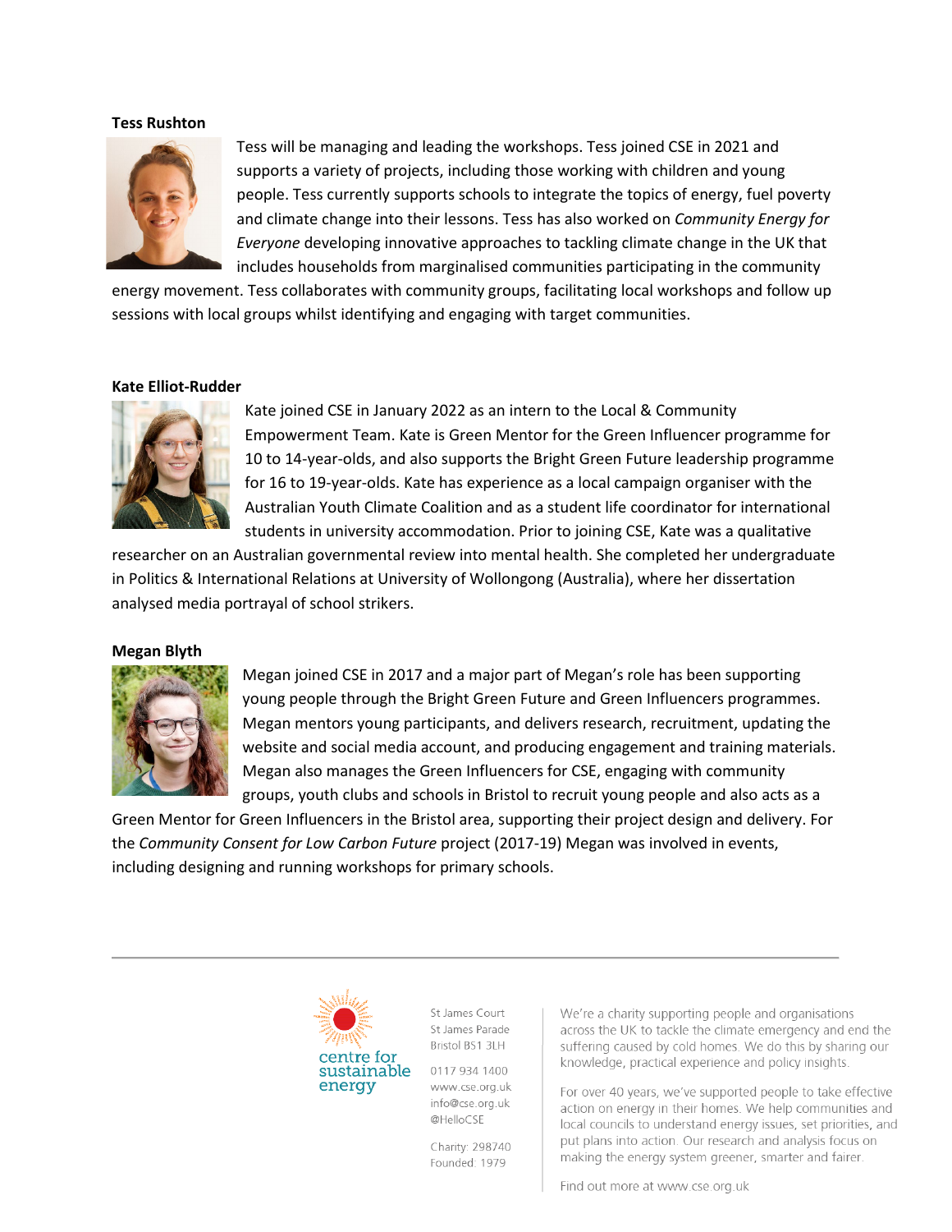**Tess Rushton**

Tess will be managing and leading the workshops. Tess joined CSE in 2021 and supports a variety of projects, including those working with children and young people. Tess currently supports schools to integrate the topics of energy, fuel poverty and climate change into their lessons. Tess has also worked on *Community Energy for Everyone* developing innovative approaches to tackling climate change in the UK that includes households from marginalised communities participating in the community energy movement. Tess collaborates with community groups, facilitating local workshops and follow up sessions with local groups whilst identifying and engaging with target communities.

**Kate Elliot-Rudder**

Kate joined CSE in January 2022 as an intern to the Local & Community Empowerment Team. Kate is Green Mentor for the Green Influencer programme for 10 to 14-year-olds, and also supports the Bright Green Future leadership programme for 16 to 19-year-olds. Kate has experience as a local campaign organiser with the Australian Youth Climate Coalition and as a student life coordinator for international students in university accommodation. Prior to joining CSE, Kate was a qualitative researcher on an Australian governmental review into mental health. She completed her undergraduate in Politics & International Relations at University of Wollongong (Australia), where her dissertation analysed media portrayal of school strikers.

**Megan Blyth**

Megan joined CSE in 2017 and a major part of Megan's role has been supporting young people through the Bright Green Future and Green Influencers programmes. Megan mentors young participants, and delivers research, recruitment, updating the website and social media account, and producing engagement and training materials. Megan also manages the Green Influencers for CSE, engaging with community groups, youth clubs and schools in Bristol to recruit young people and also acts as a Green Mentor for Green Influencers in the Bristol area, supporting their project design and delivery. For the *Community Consent for Low Carbon Future* project (2017-19) Megan was involved in events, including designing and running workshops for primary schools.

---

centre for sustainable energy

St James Court
St James Parade
Bristol BS1 3LH

0117 934 1400
www.cse.org.uk
info@cse.org.uk
@HelloCSE

Charity: 298740
Founded: 1979

We're a charity supporting people and organisations across the UK to tackle the climate emergency and end the suffering caused by cold homes. We do this by sharing our knowledge, practical experience and policy insights.

For over 40 years, we've supported people to take effective action on energy in their homes. We help communities and local councils to understand energy issues, set priorities, and put plans into action. Our research and analysis focus on making the energy system greener, smarter and fairer.

Find out more at www.cse.org.uk